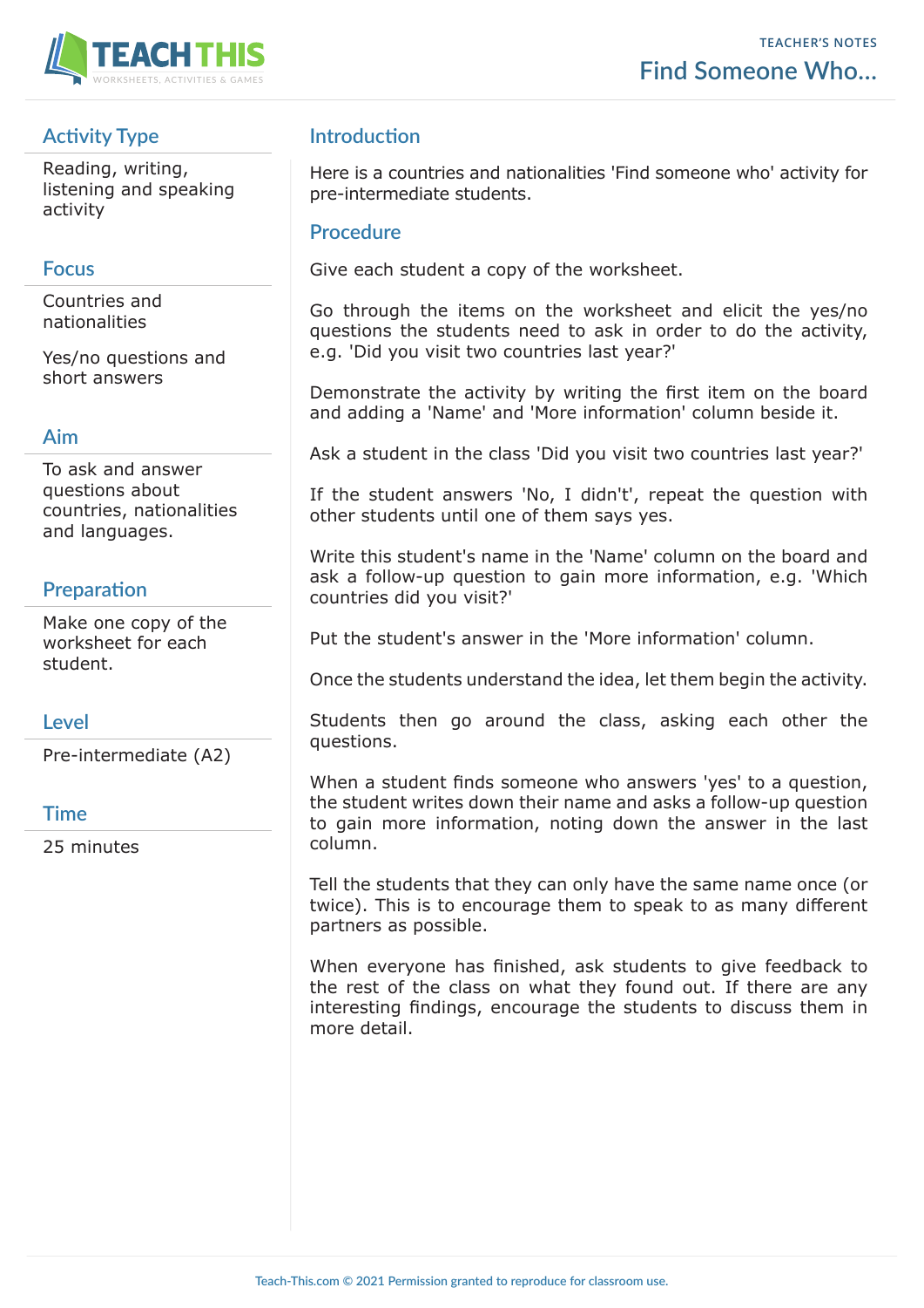TEACHER'S NOTES

# Find Someone Who...

## Activity Type

Reading, writing, listening and speaking activity

## Focus

Countries and nationalities

Yes/no questions and short answers

## Aim

To ask and answer questions about countries, nationalities and languages.

## Preparation

Make one copy of the worksheet for each student.

## Level

Pre-intermediate (A2)

## Time

25 minutes

## Introduction

Here is a countries and nationalities 'Find someone who' activity for pre-intermediate students.

## Procedure

Give each student a copy of the worksheet.

Go through the items on the worksheet and elicit the yes/no questions the students need to ask in order to do the activity, e.g. 'Did you visit two countries last year?'

Demonstrate the activity by writing the first item on the board and adding a 'Name' and 'More information' column beside it.

Ask a student in the class 'Did you visit two countries last year?'

If the student answers 'No, I didn't', repeat the question with other students until one of them says yes.

Write this student's name in the 'Name' column on the board and ask a follow-up question to gain more information, e.g. 'Which countries did you visit?'

Put the student's answer in the 'More information' column.

Once the students understand the idea, let them begin the activity.

Students then go around the class, asking each other the questions.

When a student finds someone who answers 'yes' to a question, the student writes down their name and asks a follow-up question to gain more information, noting down the answer in the last column.

Tell the students that they can only have the same name once (or twice). This is to encourage them to speak to as many different partners as possible.

When everyone has finished, ask students to give feedback to the rest of the class on what they found out. If there are any interesting findings, encourage the students to discuss them in more detail.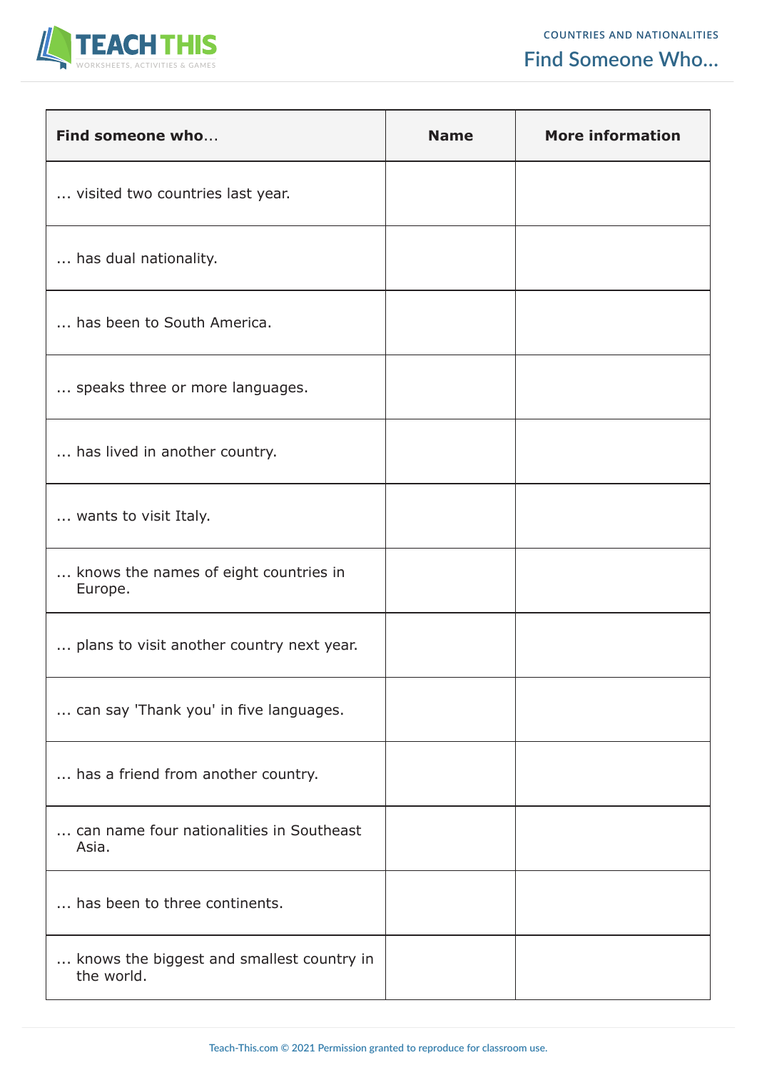## COUNTRIES AND NATIONALITIES

# Find Someone Who...

| Find someone who... | Name | More information |
|---|---|---|
| ... visited two countries last year. | | |
| ... has dual nationality. | | |
| ... has been to South America. | | |
| ... speaks three or more languages. | | |
| ... has lived in another country. | | |
| ... wants to visit Italy. | | |
| ... knows the names of eight countries in Europe. | | |
| ... plans to visit another country next year. | | |
| ... can say 'Thank you' in five languages. | | |
| ... has a friend from another country. | | |
| ... can name four nationalities in Southeast Asia. | | |
| ... has been to three continents. | | |
| ... knows the biggest and smallest country in the world. | | |